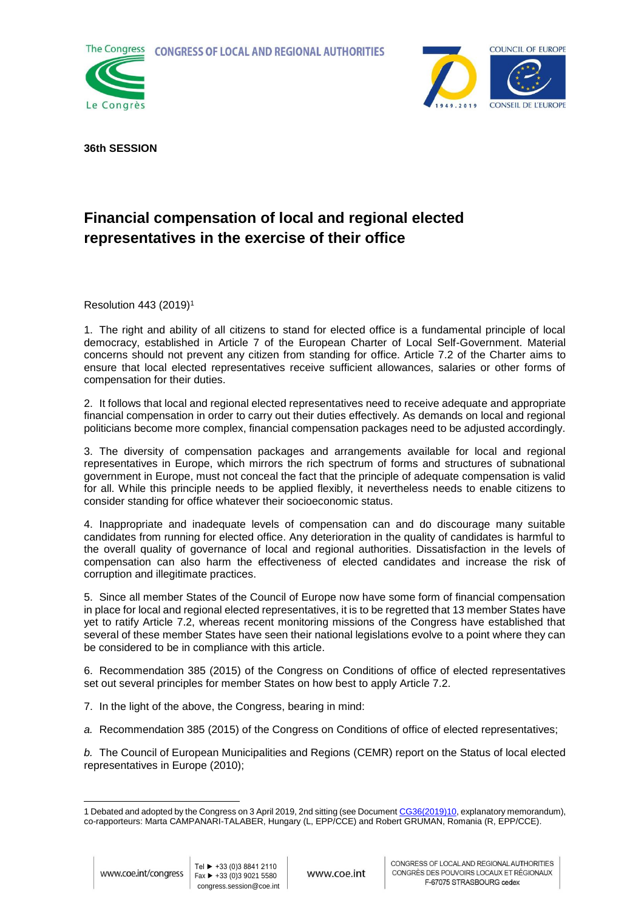**36th SESSION**

# Financial compensation of local and regional elected representatives in the exercise of their office

Resolution 443 (2019)[1]

1. The right and ability of all citizens to stand for elected office is a fundamental principle of local democracy, established in Article 7 of the European Charter of Local Self-Government. Material concerns should not prevent any citizen from standing for office. Article 7.2 of the Charter aims to ensure that local elected representatives receive sufficient allowances, salaries or other forms of compensation for their duties.

2. It follows that local and regional elected representatives need to receive adequate and appropriate financial compensation in order to carry out their duties effectively. As demands on local and regional politicians become more complex, financial compensation packages need to be adjusted accordingly.

3. The diversity of compensation packages and arrangements available for local and regional representatives in Europe, which mirrors the rich spectrum of forms and structures of subnational government in Europe, must not conceal the fact that the principle of adequate compensation is valid for all. While this principle needs to be applied flexibly, it nevertheless needs to enable citizens to consider standing for office whatever their socioeconomic status.

4. Inappropriate and inadequate levels of compensation can and do discourage many suitable candidates from running for elected office. Any deterioration in the quality of candidates is harmful to the overall quality of governance of local and regional authorities. Dissatisfaction in the levels of compensation can also harm the effectiveness of elected candidates and increase the risk of corruption and illegitimate practices.

5. Since all member States of the Council of Europe now have some form of financial compensation in place for local and regional elected representatives, it is to be regretted that 13 member States have yet to ratify Article 7.2, whereas recent monitoring missions of the Congress have established that several of these member States have seen their national legislations evolve to a point where they can be considered to be in compliance with this article.

6. Recommendation 385 (2015) of the Congress on Conditions of office of elected representatives set out several principles for member States on how best to apply Article 7.2.

7. In the light of the above, the Congress, bearing in mind:

*a.* Recommendation 385 (2015) of the Congress on Conditions of office of elected representatives;

*b.* The Council of European Municipalities and Regions (CEMR) report on the Status of local elected representatives in Europe (2010);

---

[1] Debated and adopted by the Congress on 3 April 2019, 2nd sitting (see Document CG36(2019)10, explanatory memorandum), co-rapporteurs: Marta CAMPANARI-TALABER, Hungary (L, EPP/CCE) and Robert GRUMAN, Romania (R, EPP/CCE).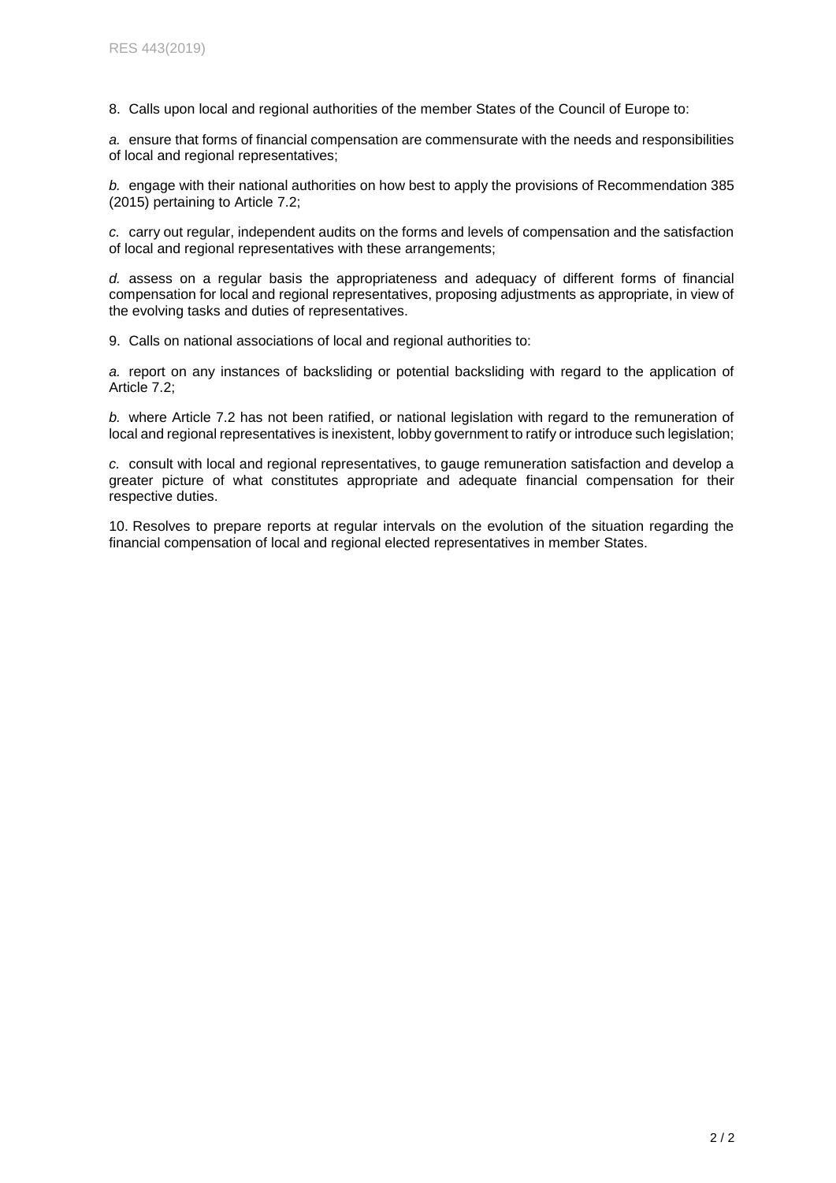8. Calls upon local and regional authorities of the member States of the Council of Europe to:

*a.* ensure that forms of financial compensation are commensurate with the needs and responsibilities of local and regional representatives;

*b.* engage with their national authorities on how best to apply the provisions of Recommendation 385 (2015) pertaining to Article 7.2;

*c.* carry out regular, independent audits on the forms and levels of compensation and the satisfaction of local and regional representatives with these arrangements;

*d.* assess on a regular basis the appropriateness and adequacy of different forms of financial compensation for local and regional representatives, proposing adjustments as appropriate, in view of the evolving tasks and duties of representatives.

9. Calls on national associations of local and regional authorities to:

*a.* report on any instances of backsliding or potential backsliding with regard to the application of Article 7.2;

*b.* where Article 7.2 has not been ratified, or national legislation with regard to the remuneration of local and regional representatives is inexistent, lobby government to ratify or introduce such legislation;

*c.* consult with local and regional representatives, to gauge remuneration satisfaction and develop a greater picture of what constitutes appropriate and adequate financial compensation for their respective duties.

10. Resolves to prepare reports at regular intervals on the evolution of the situation regarding the financial compensation of local and regional elected representatives in member States.